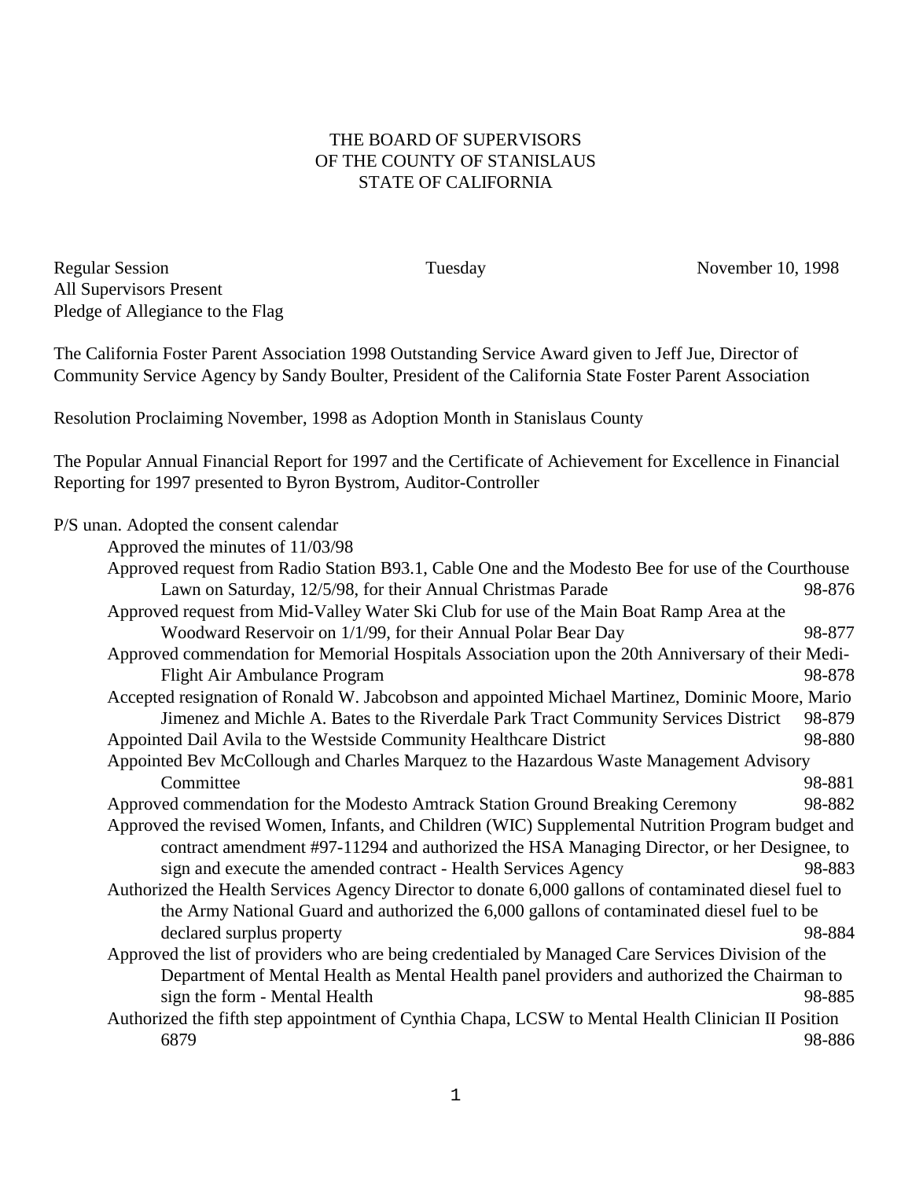# THE BOARD OF SUPERVISORS
# OF THE COUNTY OF STANISLAUS
# STATE OF CALIFORNIA

Regular Session Tuesday November 10, 1998

All Supervisors Present

Pledge of Allegiance to the Flag

The California Foster Parent Association 1998 Outstanding Service Award given to Jeff Jue, Director of Community Service Agency by Sandy Boulter, President of the California State Foster Parent Association

Resolution Proclaiming November, 1998 as Adoption Month in Stanislaus County

The Popular Annual Financial Report for 1997 and the Certificate of Achievement for Excellence in Financial Reporting for 1997 presented to Byron Bystrom, Auditor-Controller

P/S unan. Adopted the consent calendar

- Approved the minutes of 11/03/98
- Approved request from Radio Station B93.1, Cable One and the Modesto Bee for use of the Courthouse Lawn on Saturday, 12/5/98, for their Annual Christmas Parade 98-876
- Approved request from Mid-Valley Water Ski Club for use of the Main Boat Ramp Area at the Woodward Reservoir on 1/1/99, for their Annual Polar Bear Day 98-877
- Approved commendation for Memorial Hospitals Association upon the 20th Anniversary of their Medi-Flight Air Ambulance Program 98-878
- Accepted resignation of Ronald W. Jabcobson and appointed Michael Martinez, Dominic Moore, Mario Jimenez and Michle A. Bates to the Riverdale Park Tract Community Services District 98-879
- Appointed Dail Avila to the Westside Community Healthcare District 98-880
- Appointed Bev McCollough and Charles Marquez to the Hazardous Waste Management Advisory Committee 98-881
- Approved commendation for the Modesto Amtrack Station Ground Breaking Ceremony 98-882
- Approved the revised Women, Infants, and Children (WIC) Supplemental Nutrition Program budget and contract amendment #97-11294 and authorized the HSA Managing Director, or her Designee, to sign and execute the amended contract - Health Services Agency 98-883
- Authorized the Health Services Agency Director to donate 6,000 gallons of contaminated diesel fuel to the Army National Guard and authorized the 6,000 gallons of contaminated diesel fuel to be declared surplus property 98-884
- Approved the list of providers who are being credentialed by Managed Care Services Division of the Department of Mental Health as Mental Health panel providers and authorized the Chairman to sign the form - Mental Health 98-885
- Authorized the fifth step appointment of Cynthia Chapa, LCSW to Mental Health Clinician II Position 6879 98-886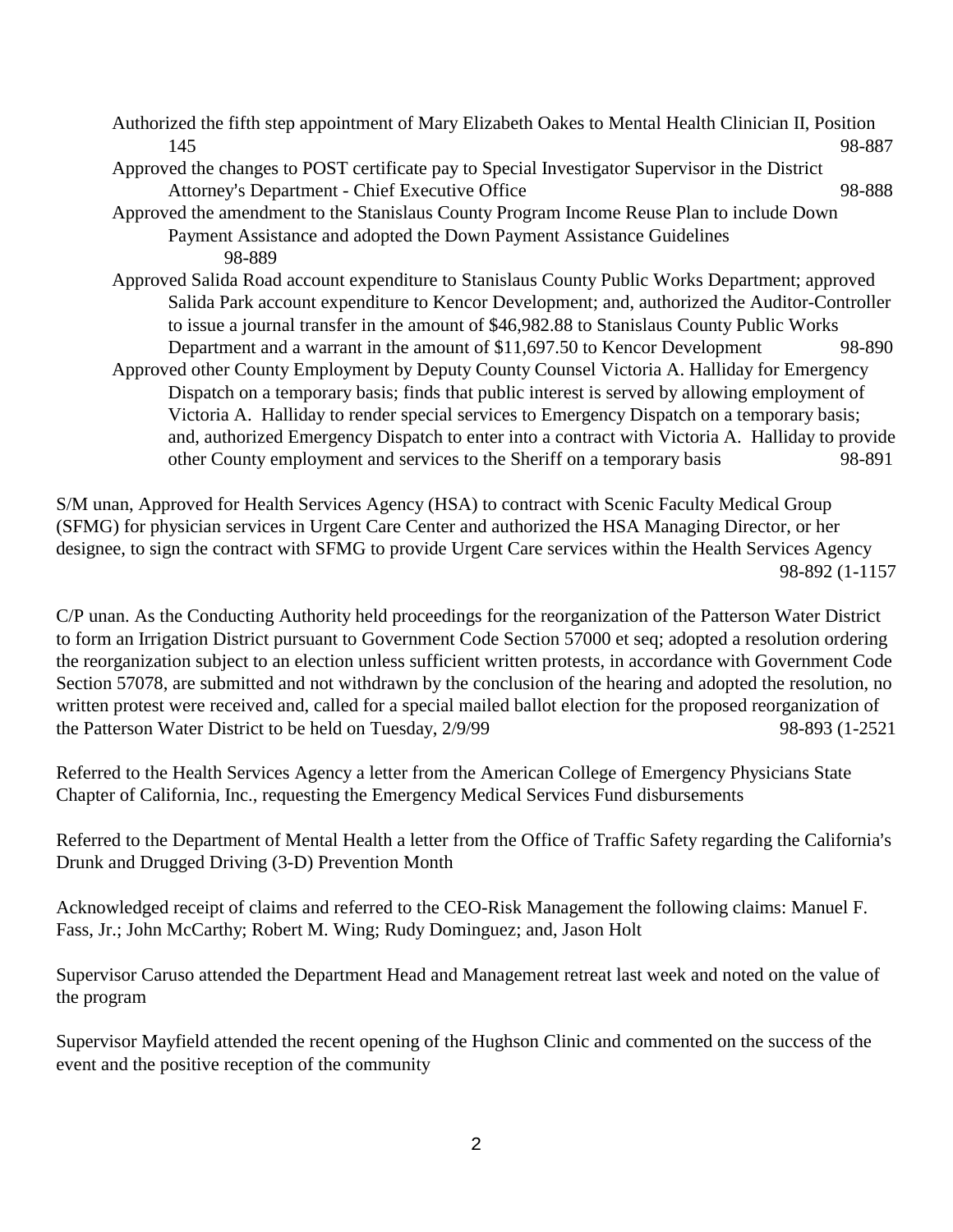Authorized the fifth step appointment of Mary Elizabeth Oakes to Mental Health Clinician II, Position 145 98-887

Approved the changes to POST certificate pay to Special Investigator Supervisor in the District Attorney's Department - Chief Executive Office 98-888

Approved the amendment to the Stanislaus County Program Income Reuse Plan to include Down Payment Assistance and adopted the Down Payment Assistance Guidelines 98-889

Approved Salida Road account expenditure to Stanislaus County Public Works Department; approved Salida Park account expenditure to Kencor Development; and, authorized the Auditor-Controller to issue a journal transfer in the amount of $46,982.88 to Stanislaus County Public Works Department and a warrant in the amount of $11,697.50 to Kencor Development 98-890

Approved other County Employment by Deputy County Counsel Victoria A. Halliday for Emergency Dispatch on a temporary basis; finds that public interest is served by allowing employment of Victoria A. Halliday to render special services to Emergency Dispatch on a temporary basis; and, authorized Emergency Dispatch to enter into a contract with Victoria A. Halliday to provide other County employment and services to the Sheriff on a temporary basis 98-891

S/M unan, Approved for Health Services Agency (HSA) to contract with Scenic Faculty Medical Group (SFMG) for physician services in Urgent Care Center and authorized the HSA Managing Director, or her designee, to sign the contract with SFMG to provide Urgent Care services within the Health Services Agency 98-892 (1-1157

C/P unan. As the Conducting Authority held proceedings for the reorganization of the Patterson Water District to form an Irrigation District pursuant to Government Code Section 57000 et seq; adopted a resolution ordering the reorganization subject to an election unless sufficient written protests, in accordance with Government Code Section 57078, are submitted and not withdrawn by the conclusion of the hearing and adopted the resolution, no written protest were received and, called for a special mailed ballot election for the proposed reorganization of the Patterson Water District to be held on Tuesday, 2/9/99 98-893 (1-2521

Referred to the Health Services Agency a letter from the American College of Emergency Physicians State Chapter of California, Inc., requesting the Emergency Medical Services Fund disbursements

Referred to the Department of Mental Health a letter from the Office of Traffic Safety regarding the California's Drunk and Drugged Driving (3-D) Prevention Month

Acknowledged receipt of claims and referred to the CEO-Risk Management the following claims: Manuel F. Fass, Jr.; John McCarthy; Robert M. Wing; Rudy Dominguez; and, Jason Holt

Supervisor Caruso attended the Department Head and Management retreat last week and noted on the value of the program

Supervisor Mayfield attended the recent opening of the Hughson Clinic and commented on the success of the event and the positive reception of the community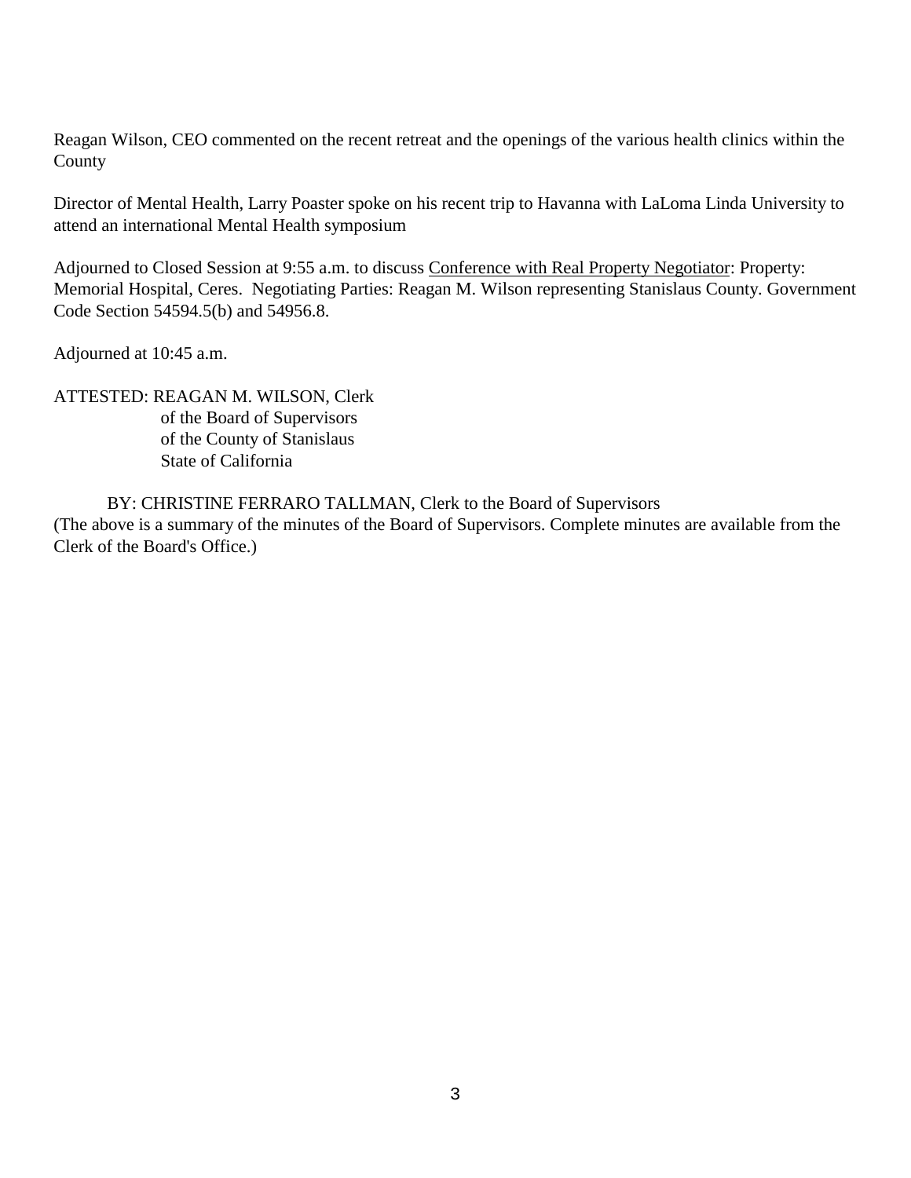Reagan Wilson, CEO commented on the recent retreat and the openings of the various health clinics within the County

Director of Mental Health, Larry Poaster spoke on his recent trip to Havanna with LaLoma Linda University to attend an international Mental Health symposium

Adjourned to Closed Session at 9:55 a.m. to discuss Conference with Real Property Negotiator: Property: Memorial Hospital, Ceres. Negotiating Parties: Reagan M. Wilson representing Stanislaus County. Government Code Section 54594.5(b) and 54956.8.

Adjourned at 10:45 a.m.

ATTESTED: REAGAN M. WILSON, Clerk
of the Board of Supervisors
of the County of Stanislaus
State of California

BY: CHRISTINE FERRARO TALLMAN, Clerk to the Board of Supervisors
(The above is a summary of the minutes of the Board of Supervisors. Complete minutes are available from the Clerk of the Board's Office.)